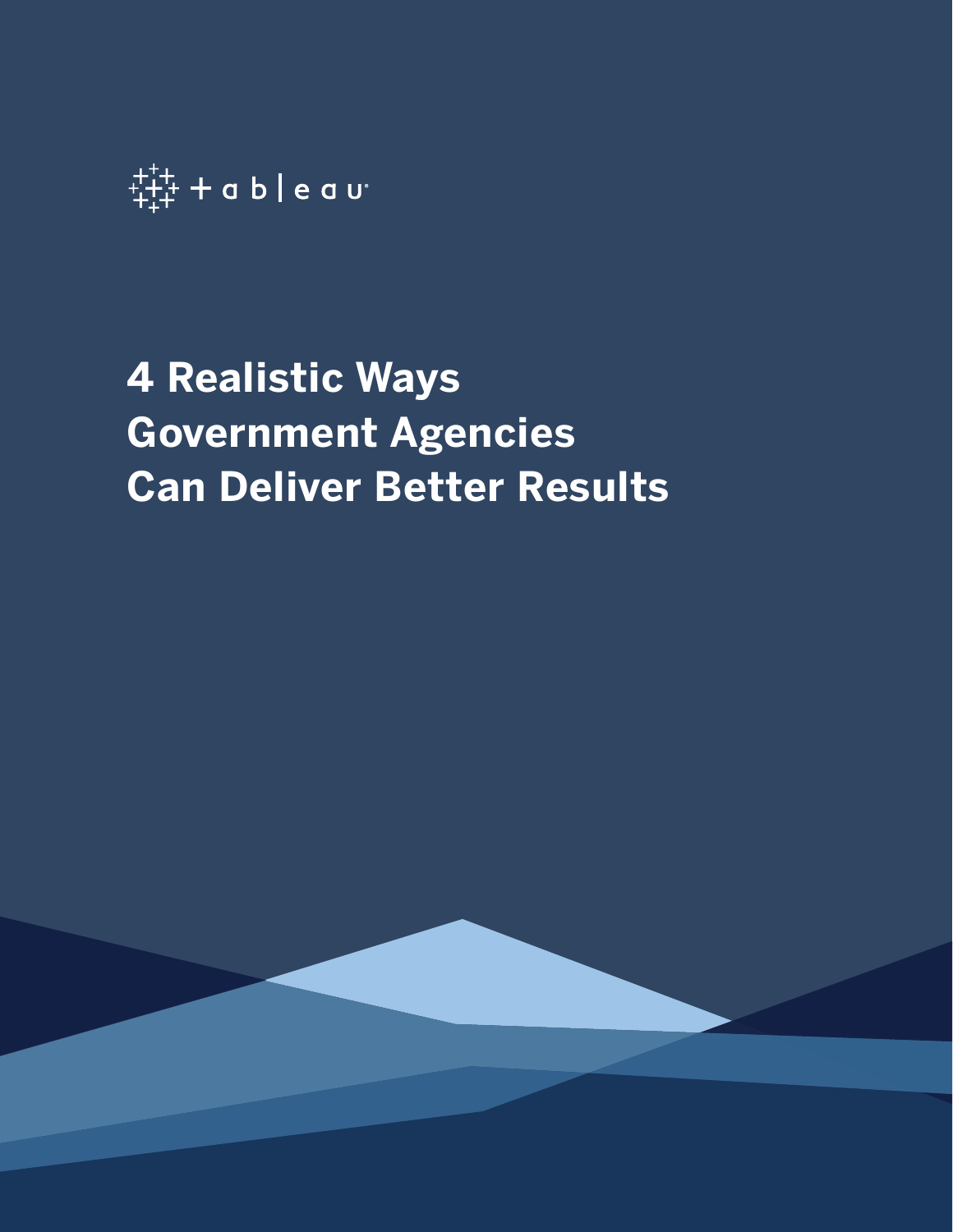tableau

# 4 Realistic Ways Government Agencies Can Deliver Better Results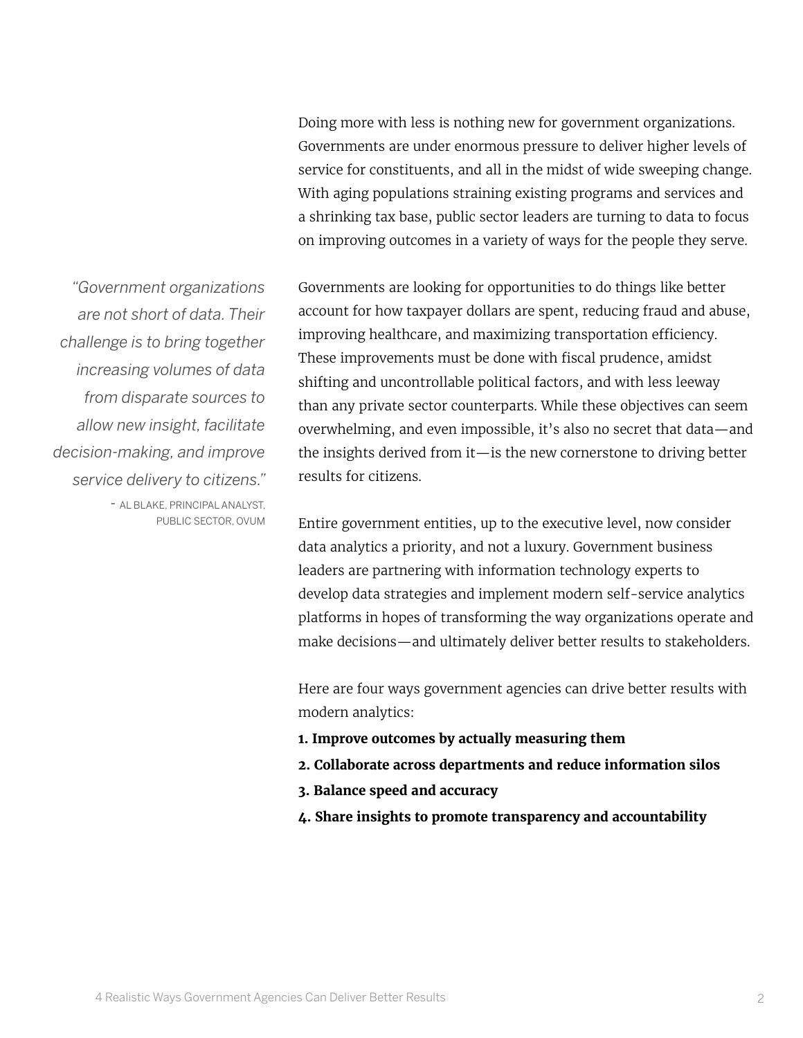Doing more with less is nothing new for government organizations. Governments are under enormous pressure to deliver higher levels of service for constituents, and all in the midst of wide sweeping change. With aging populations straining existing programs and services and a shrinking tax base, public sector leaders are turning to data to focus on improving outcomes in a variety of ways for the people they serve.

> *"Government organizations are not short of data. Their challenge is to bring together increasing volumes of data from disparate sources to allow new insight, facilitate decision-making, and improve service delivery to citizens."*
>
> - AL BLAKE, PRINCIPAL ANALYST, PUBLIC SECTOR, OVUM

Governments are looking for opportunities to do things like better account for how taxpayer dollars are spent, reducing fraud and abuse, improving healthcare, and maximizing transportation efficiency. These improvements must be done with fiscal prudence, amidst shifting and uncontrollable political factors, and with less leeway than any private sector counterparts. While these objectives can seem overwhelming, and even impossible, it's also no secret that data—and the insights derived from it—is the new cornerstone to driving better results for citizens.

Entire government entities, up to the executive level, now consider data analytics a priority, and not a luxury. Government business leaders are partnering with information technology experts to develop data strategies and implement modern self-service analytics platforms in hopes of transforming the way organizations operate and make decisions—and ultimately deliver better results to stakeholders.

Here are four ways government agencies can drive better results with modern analytics:

1. **Improve outcomes by actually measuring them**
2. **Collaborate across departments and reduce information silos**
3. **Balance speed and accuracy**
4. **Share insights to promote transparency and accountability**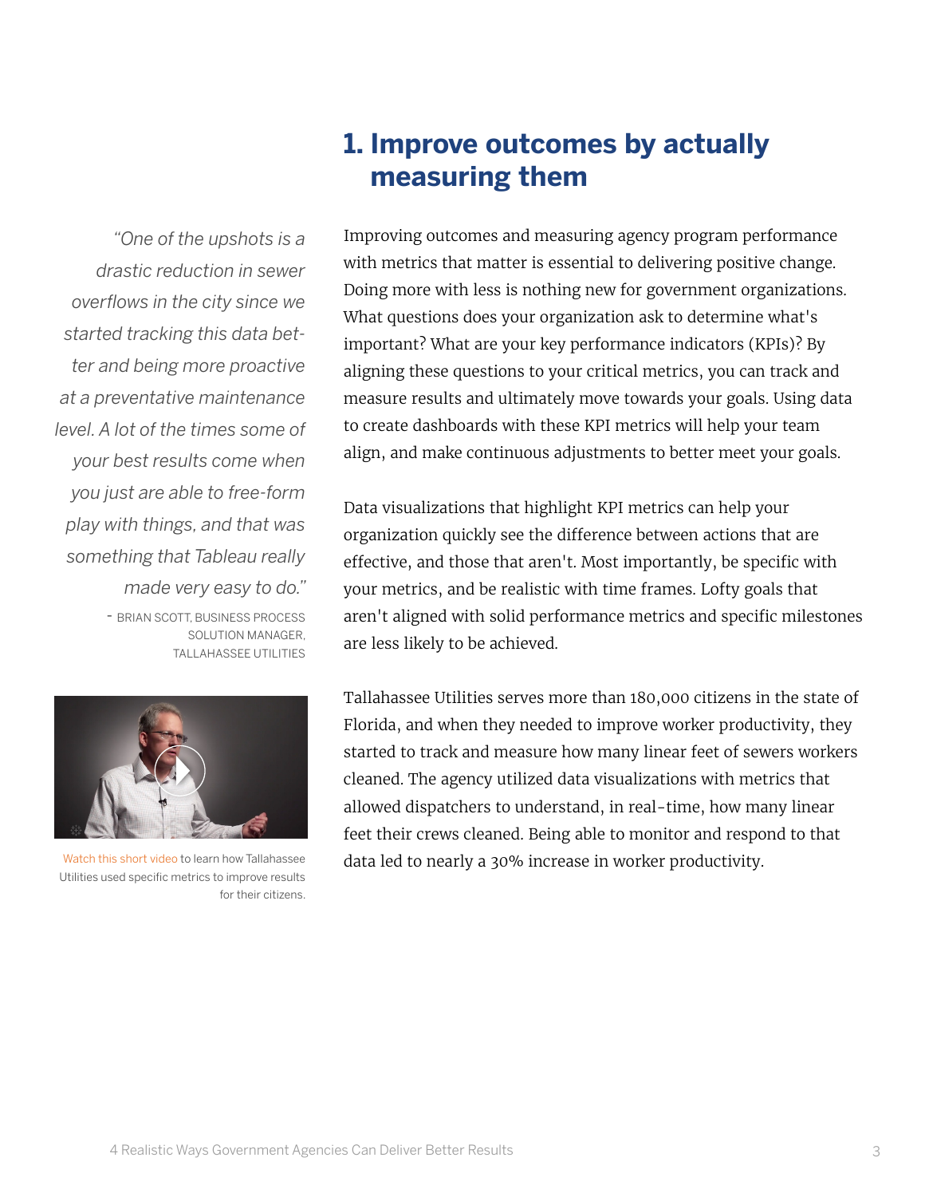## 1. Improve outcomes by actually measuring them

Improving outcomes and measuring agency program performance with metrics that matter is essential to delivering positive change. Doing more with less is nothing new for government organizations. What questions does your organization ask to determine what's important? What are your key performance indicators (KPIs)? By aligning these questions to your critical metrics, you can track and measure results and ultimately move towards your goals. Using data to create dashboards with these KPI metrics will help your team align, and make continuous adjustments to better meet your goals.

Data visualizations that highlight KPI metrics can help your organization quickly see the difference between actions that are effective, and those that aren't. Most importantly, be specific with your metrics, and be realistic with time frames. Lofty goals that aren't aligned with solid performance metrics and specific milestones are less likely to be achieved.

Tallahassee Utilities serves more than 180,000 citizens in the state of Florida, and when they needed to improve worker productivity, they started to track and measure how many linear feet of sewers workers cleaned. The agency utilized data visualizations with metrics that allowed dispatchers to understand, in real-time, how many linear feet their crews cleaned. Being able to monitor and respond to that data led to nearly a 30% increase in worker productivity.

*"One of the upshots is a drastic reduction in sewer overflows in the city since we started tracking this data better and being more proactive at a preventative maintenance level. A lot of the times some of your best results come when you just are able to free-form play with things, and that was something that Tableau really made very easy to do."*

- BRIAN SCOTT, BUSINESS PROCESS SOLUTION MANAGER, TALLAHASSEE UTILITIES

Watch this short video to learn how Tallahassee Utilities used specific metrics to improve results for their citizens.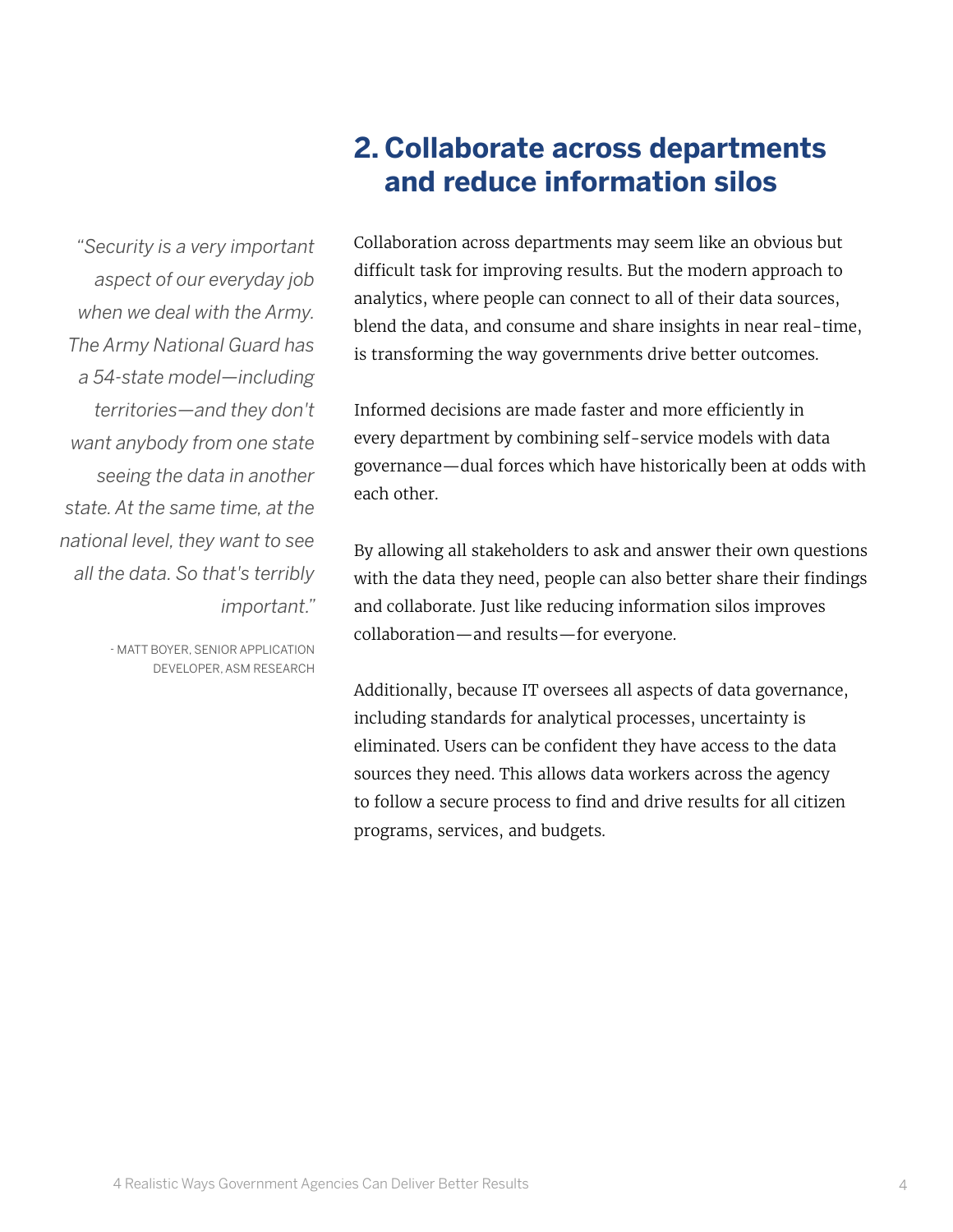## 2. Collaborate across departments and reduce information silos

*"Security is a very important aspect of our everyday job when we deal with the Army. The Army National Guard has a 54-state model—including territories—and they don't want anybody from one state seeing the data in another state. At the same time, at the national level, they want to see all the data. So that's terribly important."*

- MATT BOYER, SENIOR APPLICATION DEVELOPER, ASM RESEARCH

Collaboration across departments may seem like an obvious but difficult task for improving results. But the modern approach to analytics, where people can connect to all of their data sources, blend the data, and consume and share insights in near real-time, is transforming the way governments drive better outcomes.

Informed decisions are made faster and more efficiently in every department by combining self-service models with data governance—dual forces which have historically been at odds with each other.

By allowing all stakeholders to ask and answer their own questions with the data they need, people can also better share their findings and collaborate. Just like reducing information silos improves collaboration—and results—for everyone.

Additionally, because IT oversees all aspects of data governance, including standards for analytical processes, uncertainty is eliminated. Users can be confident they have access to the data sources they need. This allows data workers across the agency to follow a secure process to find and drive results for all citizen programs, services, and budgets.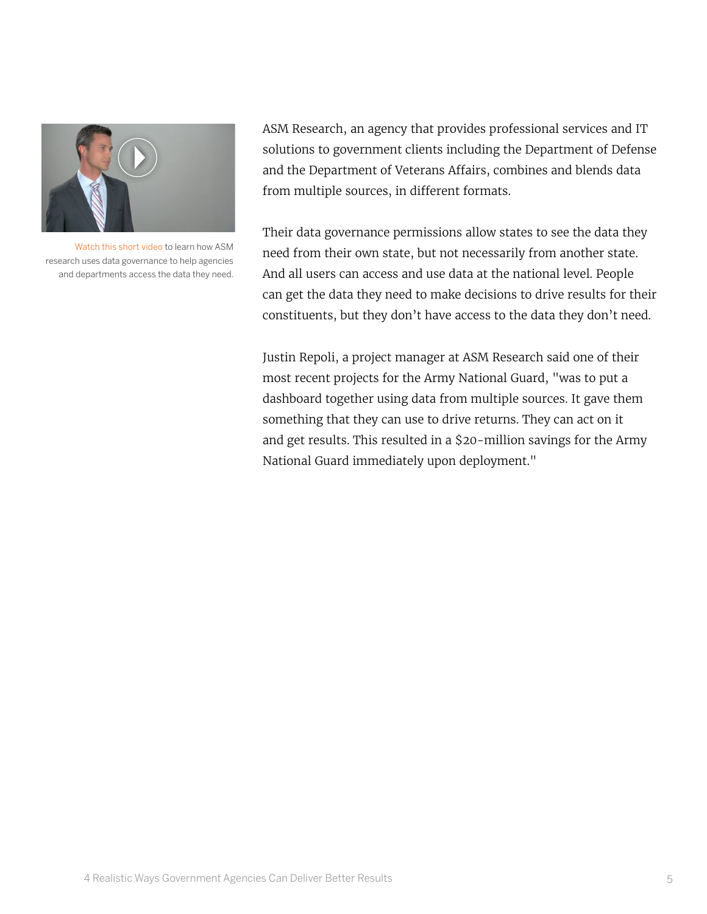Watch this short video to learn how ASM research uses data governance to help agencies and departments access the data they need.

ASM Research, an agency that provides professional services and IT solutions to government clients including the Department of Defense and the Department of Veterans Affairs, combines and blends data from multiple sources, in different formats.

Their data governance permissions allow states to see the data they need from their own state, but not necessarily from another state. And all users can access and use data at the national level. People can get the data they need to make decisions to drive results for their constituents, but they don't have access to the data they don't need.

Justin Repoli, a project manager at ASM Research said one of their most recent projects for the Army National Guard, "was to put a dashboard together using data from multiple sources. It gave them something that they can use to drive returns. They can act on it and get results. This resulted in a $20-million savings for the Army National Guard immediately upon deployment."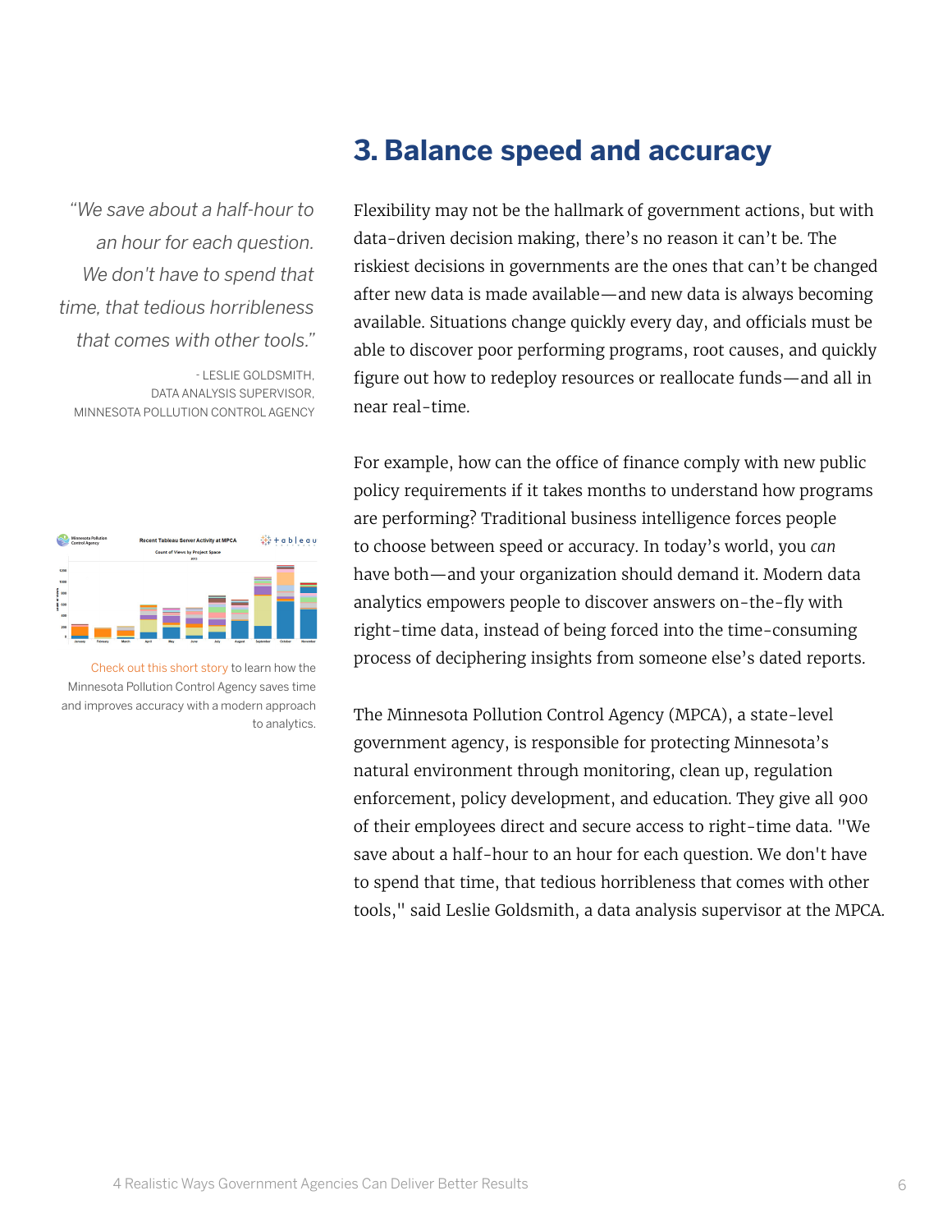## 3. Balance speed and accuracy

> *"We save about a half-hour to an hour for each question. We don't have to spend that time, that tedious horribleness that comes with other tools."*
>
> \- LESLIE GOLDSMITH, DATA ANALYSIS SUPERVISOR, MINNESOTA POLLUTION CONTROL AGENCY

Flexibility may not be the hallmark of government actions, but with data-driven decision making, there's no reason it can't be. The riskiest decisions in governments are the ones that can't be changed after new data is made available—and new data is always becoming available. Situations change quickly every day, and officials must be able to discover poor performing programs, root causes, and quickly figure out how to redeploy resources or reallocate funds—and all in near real-time.

For example, how can the office of finance comply with new public policy requirements if it takes months to understand how programs are performing? Traditional business intelligence forces people to choose between speed or accuracy. In today's world, you *can* have both—and your organization should demand it. Modern data analytics empowers people to discover answers on-the-fly with right-time data, instead of being forced into the time-consuming process of deciphering insights from someone else's dated reports.

Check out this short story to learn how the Minnesota Pollution Control Agency saves time and improves accuracy with a modern approach to analytics.

The Minnesota Pollution Control Agency (MPCA), a state-level government agency, is responsible for protecting Minnesota's natural environment through monitoring, clean up, regulation enforcement, policy development, and education. They give all 900 of their employees direct and secure access to right-time data. "We save about a half-hour to an hour for each question. We don't have to spend that time, that tedious horribleness that comes with other tools," said Leslie Goldsmith, a data analysis supervisor at the MPCA.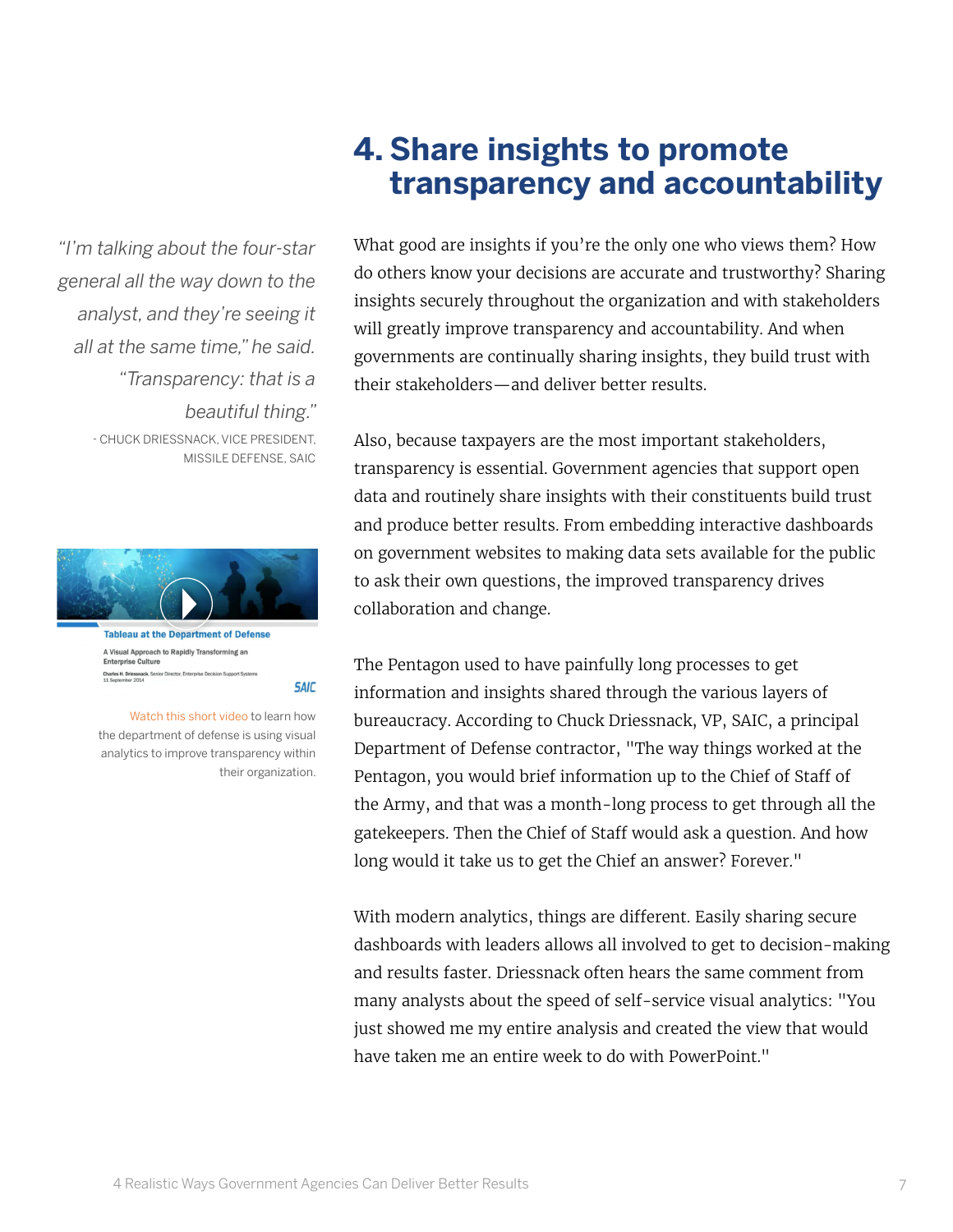## 4. Share insights to promote transparency and accountability

*"I'm talking about the four-star general all the way down to the analyst, and they're seeing it all at the same time," he said. "Transparency: that is a beautiful thing."*

- CHUCK DRIESSNACK, VICE PRESIDENT, MISSILE DEFENSE, SAIC

Tableau at the Department of Defense

A Visual Approach to Rapidly Transforming an Enterprise Culture

Charles H. Driessnack, Senior Director, Enterprise Decision Support Systems
11 September 2014

SAIC

Watch this short video to learn how the department of defense is using visual analytics to improve transparency within their organization.

What good are insights if you're the only one who views them? How do others know your decisions are accurate and trustworthy? Sharing insights securely throughout the organization and with stakeholders will greatly improve transparency and accountability. And when governments are continually sharing insights, they build trust with their stakeholders—and deliver better results.

Also, because taxpayers are the most important stakeholders, transparency is essential. Government agencies that support open data and routinely share insights with their constituents build trust and produce better results. From embedding interactive dashboards on government websites to making data sets available for the public to ask their own questions, the improved transparency drives collaboration and change.

The Pentagon used to have painfully long processes to get information and insights shared through the various layers of bureaucracy. According to Chuck Driessnack, VP, SAIC, a principal Department of Defense contractor, "The way things worked at the Pentagon, you would brief information up to the Chief of Staff of the Army, and that was a month-long process to get through all the gatekeepers. Then the Chief of Staff would ask a question. And how long would it take us to get the Chief an answer? Forever."

With modern analytics, things are different. Easily sharing secure dashboards with leaders allows all involved to get to decision-making and results faster. Driessnack often hears the same comment from many analysts about the speed of self-service visual analytics: "You just showed me my entire analysis and created the view that would have taken me an entire week to do with PowerPoint."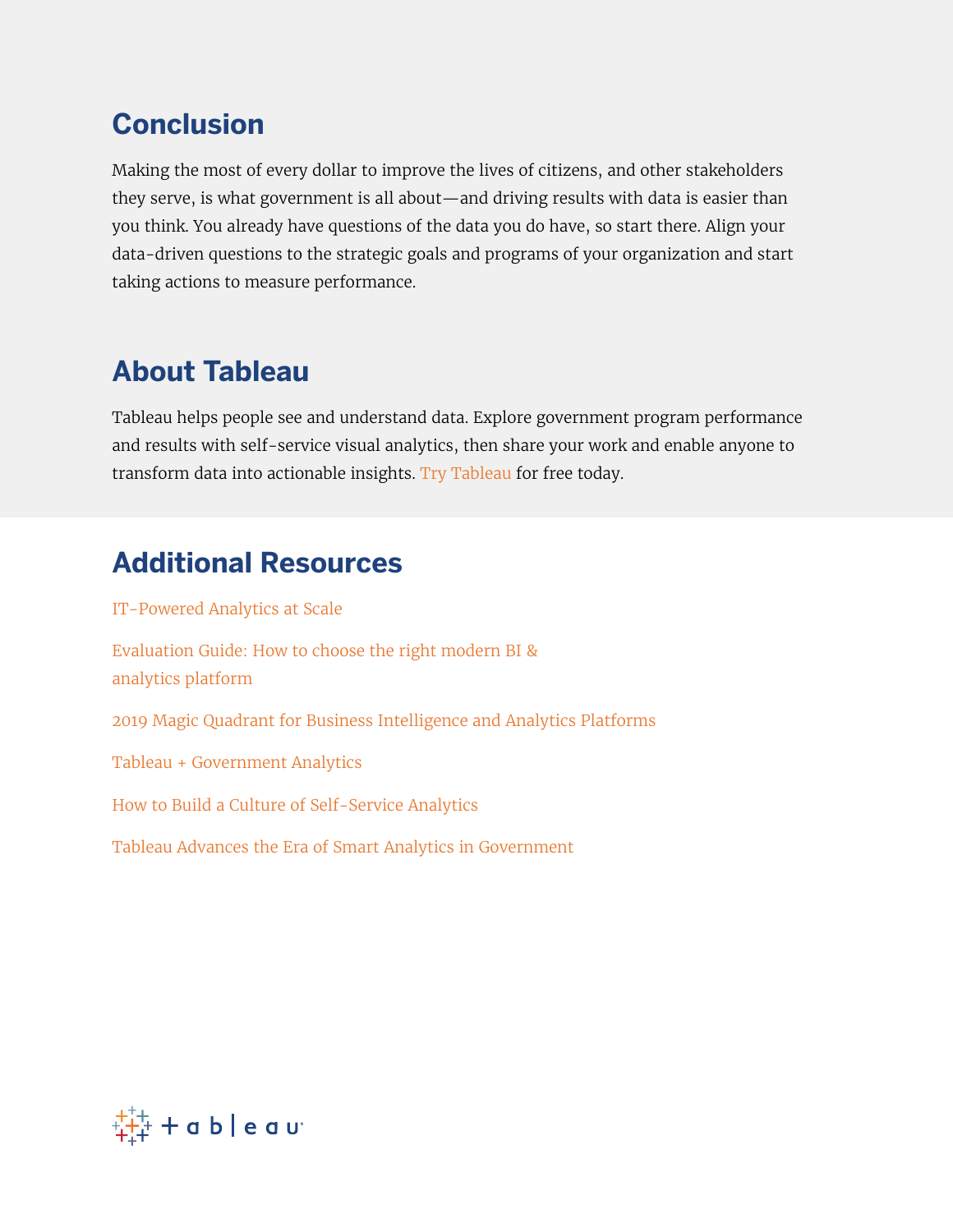## Conclusion

Making the most of every dollar to improve the lives of citizens, and other stakeholders they serve, is what government is all about—and driving results with data is easier than you think. You already have questions of the data you do have, so start there. Align your data-driven questions to the strategic goals and programs of your organization and start taking actions to measure performance.

## About Tableau

Tableau helps people see and understand data. Explore government program performance and results with self-service visual analytics, then share your work and enable anyone to transform data into actionable insights. Try Tableau for free today.

## Additional Resources

IT-Powered Analytics at Scale

Evaluation Guide: How to choose the right modern BI & analytics platform

2019 Magic Quadrant for Business Intelligence and Analytics Platforms

Tableau + Government Analytics

How to Build a Culture of Self-Service Analytics

Tableau Advances the Era of Smart Analytics in Government